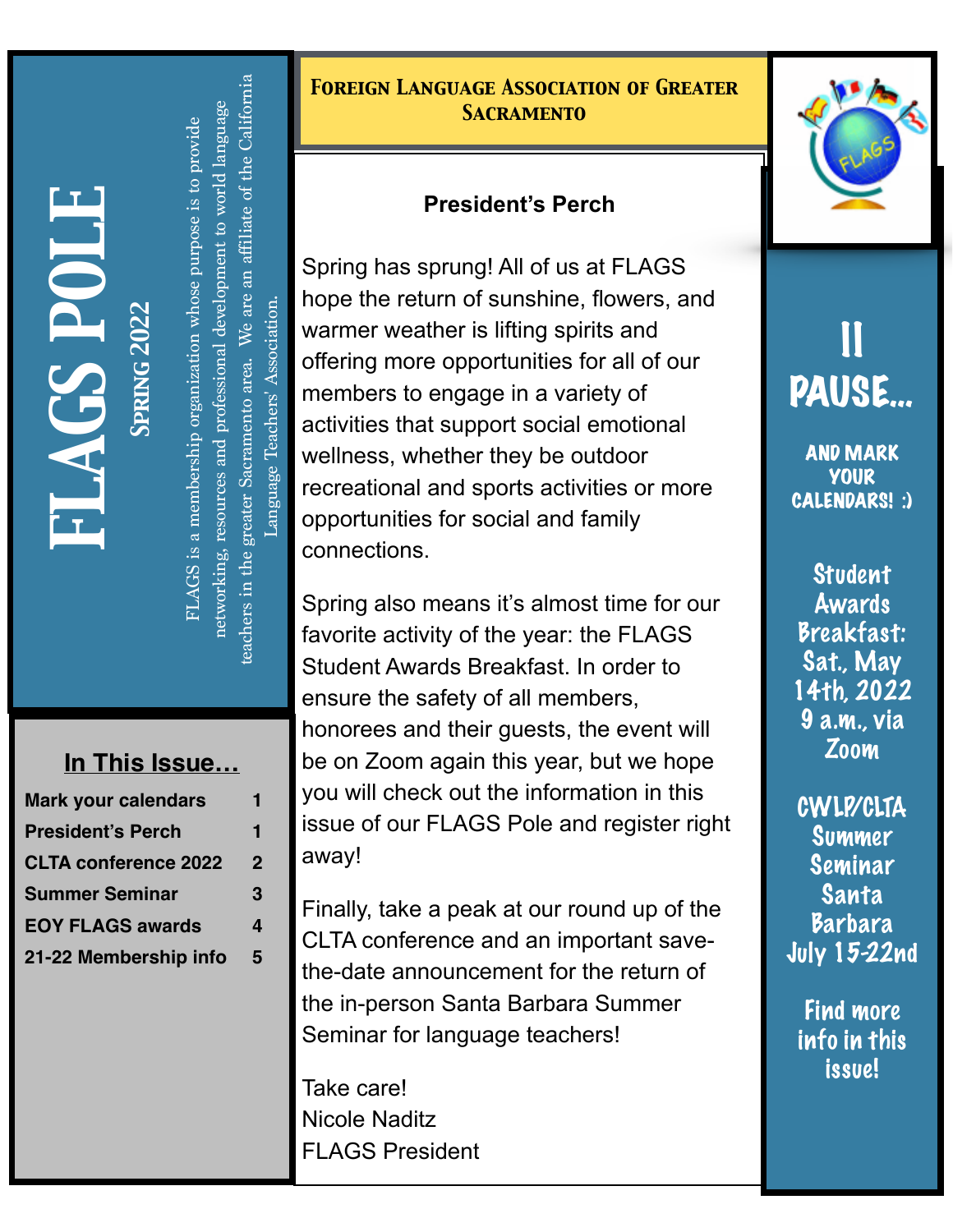# FLAGS POLE

## Spring 2022

FLAGS is a membership organization whose purpose is to provide networking, resources and professional development to world language teachers in the greater Sacramento area. We are an affiliate of the California Language Teachers' Association.

### In This Issue…

| | |
|---|---|
| Mark your calendars | 1 |
| President's Perch | 1 |
| CLTA conference 2022 | 2 |
| Summer Seminar | 3 |
| EOY FLAGS awards | 4 |
| 21-22 Membership info | 5 |

**Foreign Language Association of Greater Sacramento**

## President's Perch

Spring has sprung! All of us at FLAGS hope the return of sunshine, flowers, and warmer weather is lifting spirits and offering more opportunities for all of our members to engage in a variety of activities that support social emotional wellness, whether they be outdoor recreational and sports activities or more opportunities for social and family connections.

Spring also means it's almost time for our favorite activity of the year: the FLAGS Student Awards Breakfast. In order to ensure the safety of all members, honorees and their guests, the event will be on Zoom again this year, but we hope you will check out the information in this issue of our FLAGS Pole and register right away!

Finally, take a peak at our round up of the CLTA conference and an important save-the-date announcement for the return of the in-person Santa Barbara Summer Seminar for language teachers!

Take care!
Nicole Naditz
FLAGS President

## II PAUSE…

**AND MARK YOUR CALENDARS! :)**

**Student Awards Breakfast: Sat., May 14th, 2022 9 a.m., via Zoom**

**CWLP/CLTA Summer Seminar Santa Barbara July 15-22nd**

**Find more info in this issue!**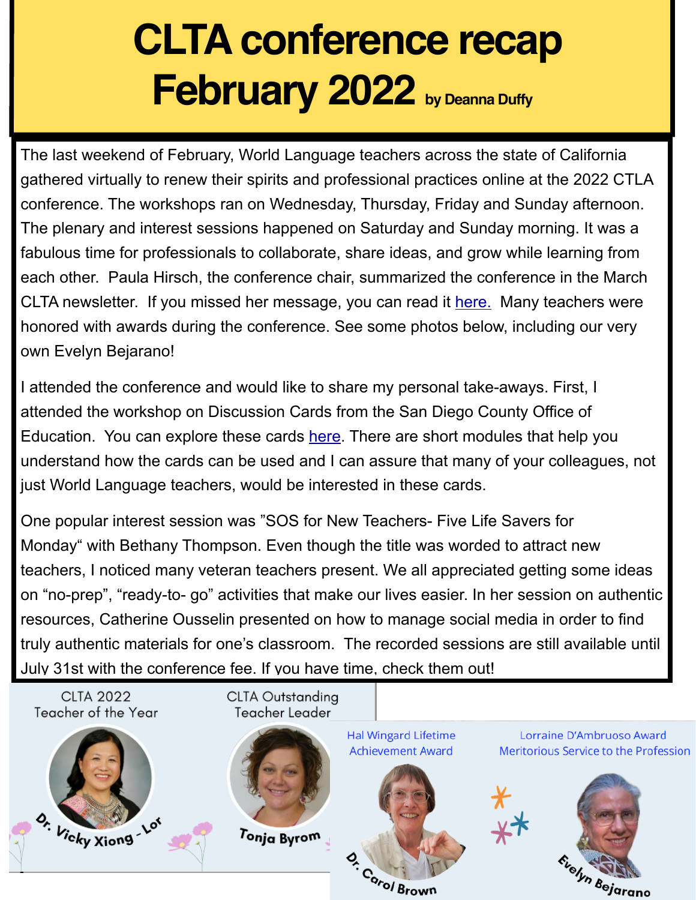# CLTA conference recap February 2022

by Deanna Duffy

The last weekend of February, World Language teachers across the state of California gathered virtually to renew their spirits and professional practices online at the 2022 CTLA conference. The workshops ran on Wednesday, Thursday, Friday and Sunday afternoon. The plenary and interest sessions happened on Saturday and Sunday morning. It was a fabulous time for professionals to collaborate, share ideas, and grow while learning from each other. Paula Hirsch, the conference chair, summarized the conference in the March CLTA newsletter. If you missed her message, you can read it here. Many teachers were honored with awards during the conference. See some photos below, including our very own Evelyn Bejarano!

I attended the conference and would like to share my personal take-aways. First, I attended the workshop on Discussion Cards from the San Diego County Office of Education. You can explore these cards here. There are short modules that help you understand how the cards can be used and I can assure that many of your colleagues, not just World Language teachers, would be interested in these cards.

One popular interest session was "SOS for New Teachers- Five Life Savers for Monday" with Bethany Thompson. Even though the title was worded to attract new teachers, I noticed many veteran teachers present. We all appreciated getting some ideas on "no-prep", "ready-to- go" activities that make our lives easier. In her session on authentic resources, Catherine Ousselin presented on how to manage social media in order to find truly authentic materials for one's classroom. The recorded sessions are still available until July 31st with the conference fee. If you have time, check them out!

CLTA 2022 Teacher of the Year
Dr. Vicky Xiong - Lor

CLTA Outstanding Teacher Leader
Tonja Byrom

Hal Wingard Lifetime Achievement Award
Dr. Carol Brown

Lorraine D'Ambruoso Award Meritorious Service to the Profession
Evelyn Bejarano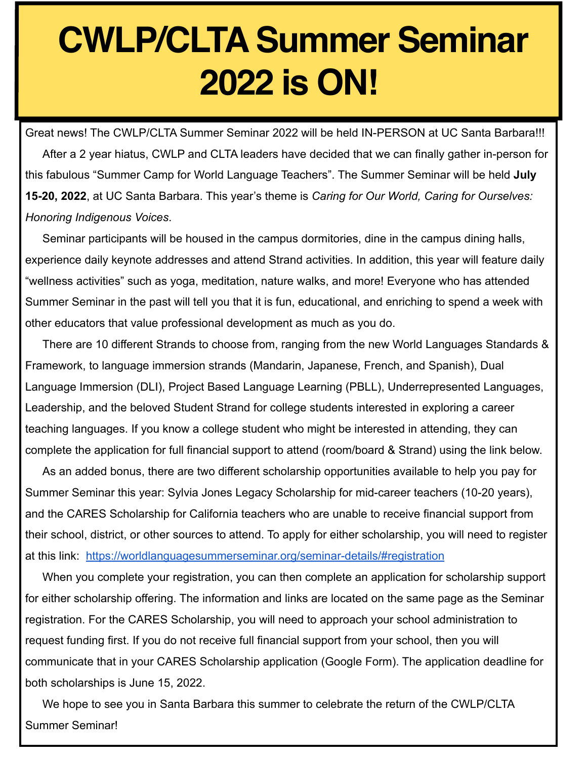# CWLP/CLTA Summer Seminar 2022 is ON!

Great news! The CWLP/CLTA Summer Seminar 2022 will be held IN-PERSON at UC Santa Barbara!!!

After a 2 year hiatus, CWLP and CLTA leaders have decided that we can finally gather in-person for this fabulous "Summer Camp for World Language Teachers". The Summer Seminar will be held **July 15-20, 2022**, at UC Santa Barbara. This year's theme is *Caring for Our World, Caring for Ourselves: Honoring Indigenous Voices*.

Seminar participants will be housed in the campus dormitories, dine in the campus dining halls, experience daily keynote addresses and attend Strand activities. In addition, this year will feature daily "wellness activities" such as yoga, meditation, nature walks, and more! Everyone who has attended Summer Seminar in the past will tell you that it is fun, educational, and enriching to spend a week with other educators that value professional development as much as you do.

There are 10 different Strands to choose from, ranging from the new World Languages Standards & Framework, to language immersion strands (Mandarin, Japanese, French, and Spanish), Dual Language Immersion (DLI), Project Based Language Learning (PBLL), Underrepresented Languages, Leadership, and the beloved Student Strand for college students interested in exploring a career teaching languages. If you know a college student who might be interested in attending, they can complete the application for full financial support to attend (room/board & Strand) using the link below.

As an added bonus, there are two different scholarship opportunities available to help you pay for Summer Seminar this year: Sylvia Jones Legacy Scholarship for mid-career teachers (10-20 years), and the CARES Scholarship for California teachers who are unable to receive financial support from their school, district, or other sources to attend. To apply for either scholarship, you will need to register at this link: [https://worldlanguagesummerseminar.org/seminar-details/#registration](https://worldlanguagesummerseminar.org/seminar-details/#registration)

When you complete your registration, you can then complete an application for scholarship support for either scholarship offering. The information and links are located on the same page as the Seminar registration. For the CARES Scholarship, you will need to approach your school administration to request funding first. If you do not receive full financial support from your school, then you will communicate that in your CARES Scholarship application (Google Form). The application deadline for both scholarships is June 15, 2022.

We hope to see you in Santa Barbara this summer to celebrate the return of the CWLP/CLTA Summer Seminar!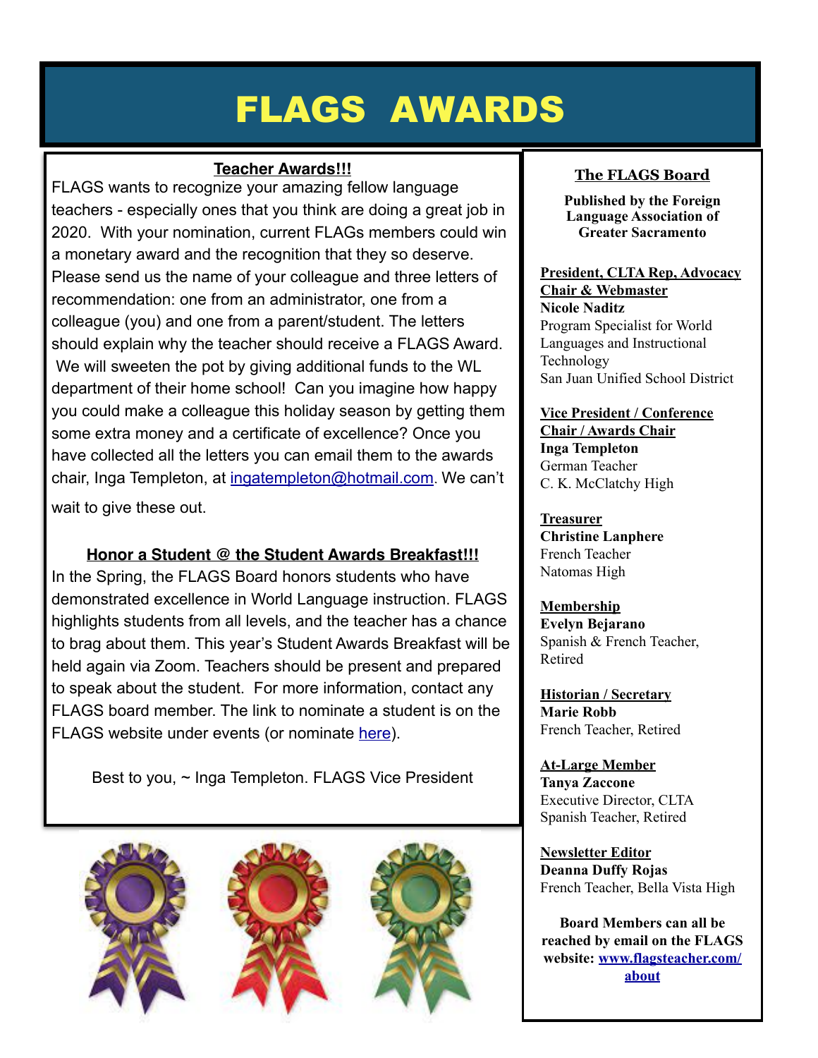# FLAGS AWARDS

### Teacher Awards!!!

FLAGS wants to recognize your amazing fellow language teachers - especially ones that you think are doing a great job in 2020. With your nomination, current FLAGs members could win a monetary award and the recognition that they so deserve. Please send us the name of your colleague and three letters of recommendation: one from an administrator, one from a colleague (you) and one from a parent/student. The letters should explain why the teacher should receive a FLAGS Award. We will sweeten the pot by giving additional funds to the WL department of their home school! Can you imagine how happy you could make a colleague this holiday season by getting them some extra money and a certificate of excellence? Once you have collected all the letters you can email them to the awards chair, Inga Templeton, at [ingatempleton@hotmail.com](mailto:ingatempleton@hotmail.com). We can't wait to give these out.

### Honor a Student @ the Student Awards Breakfast!!!

In the Spring, the FLAGS Board honors students who have demonstrated excellence in World Language instruction. FLAGS highlights students from all levels, and the teacher has a chance to brag about them. This year's Student Awards Breakfast will be held again via Zoom. Teachers should be present and prepared to speak about the student. For more information, contact any FLAGS board member. The link to nominate a student is on the FLAGS website under events (or nominate here).

Best to you, ~ Inga Templeton. FLAGS Vice President

### The FLAGS Board

**Published by the Foreign Language Association of Greater Sacramento**

**President, CLTA Rep, Advocacy Chair & Webmaster**
**Nicole Naditz**
Program Specialist for World Languages and Instructional Technology
San Juan Unified School District

**Vice President / Conference Chair / Awards Chair**
**Inga Templeton**
German Teacher
C. K. McClatchy High

**Treasurer**
**Christine Lanphere**
French Teacher
Natomas High

**Membership**
**Evelyn Bejarano**
Spanish & French Teacher, Retired

**Historian / Secretary**
**Marie Robb**
French Teacher, Retired

**At-Large Member**
**Tanya Zaccone**
Executive Director, CLTA
Spanish Teacher, Retired

**Newsletter Editor**
**Deanna Duffy Rojas**
French Teacher, Bella Vista High

**Board Members can all be reached by email on the FLAGS website: [www.flagsteacher.com/about](http://www.flagsteacher.com/about)**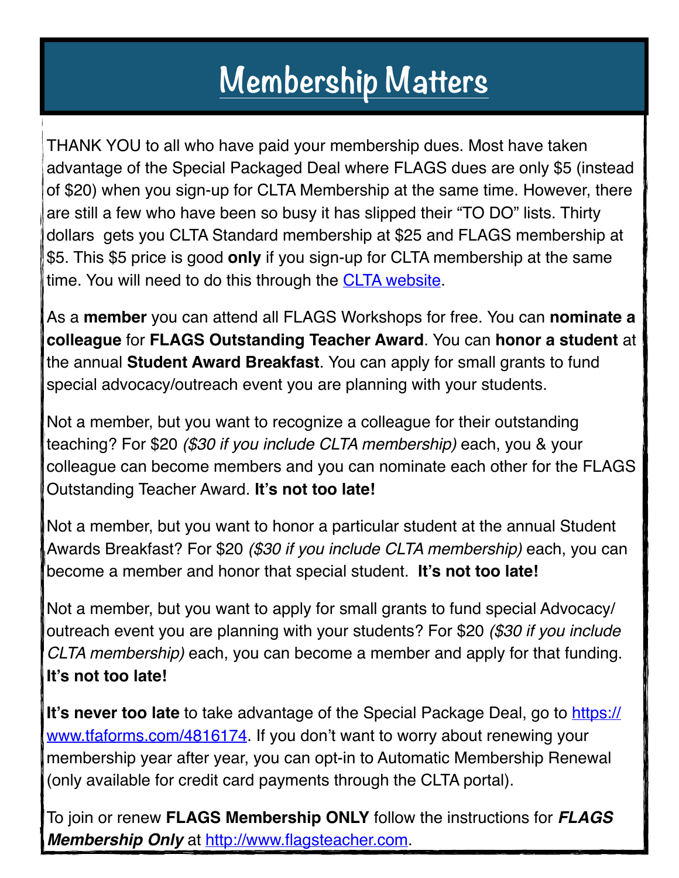# Membership Matters

THANK YOU to all who have paid your membership dues. Most have taken advantage of the Special Packaged Deal where FLAGS dues are only $5 (instead of $20) when you sign-up for CLTA Membership at the same time. However, there are still a few who have been so busy it has slipped their "TO DO" lists. Thirty dollars gets you CLTA Standard membership at $25 and FLAGS membership at $5. This $5 price is good **only** if you sign-up for CLTA membership at the same time. You will need to do this through the CLTA website.

As a **member** you can attend all FLAGS Workshops for free. You can **nominate a colleague** for **FLAGS Outstanding Teacher Award**. You can **honor a student** at the annual **Student Award Breakfast**. You can apply for small grants to fund special advocacy/outreach event you are planning with your students.

Not a member, but you want to recognize a colleague for their outstanding teaching? For $20 *($30 if you include CLTA membership)* each, you & your colleague can become members and you can nominate each other for the FLAGS Outstanding Teacher Award. **It's not too late!**

Not a member, but you want to honor a particular student at the annual Student Awards Breakfast? For $20 *($30 if you include CLTA membership)* each, you can become a member and honor that special student. **It's not too late!**

Not a member, but you want to apply for small grants to fund special Advocacy/outreach event you are planning with your students? For $20 *($30 if you include CLTA membership)* each, you can become a member and apply for that funding. **It's not too late!**

**It's never too late** to take advantage of the Special Package Deal, go to https://www.tfaforms.com/4816174. If you don't want to worry about renewing your membership year after year, you can opt-in to Automatic Membership Renewal (only available for credit card payments through the CLTA portal).

To join or renew **FLAGS Membership ONLY** follow the instructions for ***FLAGS Membership Only*** at http://www.flagsteacher.com.